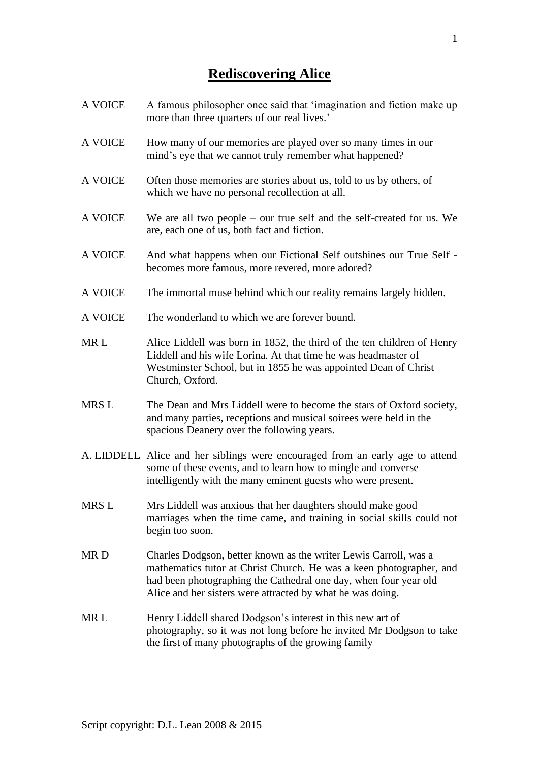# Rediscovering Alice

A VOICE  A famous philosopher once said that 'imagination and fiction make up more than three quarters of our real lives.'

A VOICE  How many of our memories are played over so many times in our mind's eye that we cannot truly remember what happened?

A VOICE  Often those memories are stories about us, told to us by others, of which we have no personal recollection at all.

A VOICE  We are all two people – our true self and the self-created for us. We are, each one of us, both fact and fiction.

A VOICE  And what happens when our Fictional Self outshines our True Self - becomes more famous, more revered, more adored?

A VOICE  The immortal muse behind which our reality remains largely hidden.

A VOICE  The wonderland to which we are forever bound.

MR L  Alice Liddell was born in 1852, the third of the ten children of Henry Liddell and his wife Lorina. At that time he was headmaster of Westminster School, but in 1855 he was appointed Dean of Christ Church, Oxford.

MRS L  The Dean and Mrs Liddell were to become the stars of Oxford society, and many parties, receptions and musical soirees were held in the spacious Deanery over the following years.

A. LIDDELL  Alice and her siblings were encouraged from an early age to attend some of these events, and to learn how to mingle and converse intelligently with the many eminent guests who were present.

MRS L  Mrs Liddell was anxious that her daughters should make good marriages when the time came, and training in social skills could not begin too soon.

MR D  Charles Dodgson, better known as the writer Lewis Carroll, was a mathematics tutor at Christ Church. He was a keen photographer, and had been photographing the Cathedral one day, when four year old Alice and her sisters were attracted by what he was doing.

MR L  Henry Liddell shared Dodgson's interest in this new art of photography, so it was not long before he invited Mr Dodgson to take the first of many photographs of the growing family

Script copyright: D.L. Lean 2008 & 2015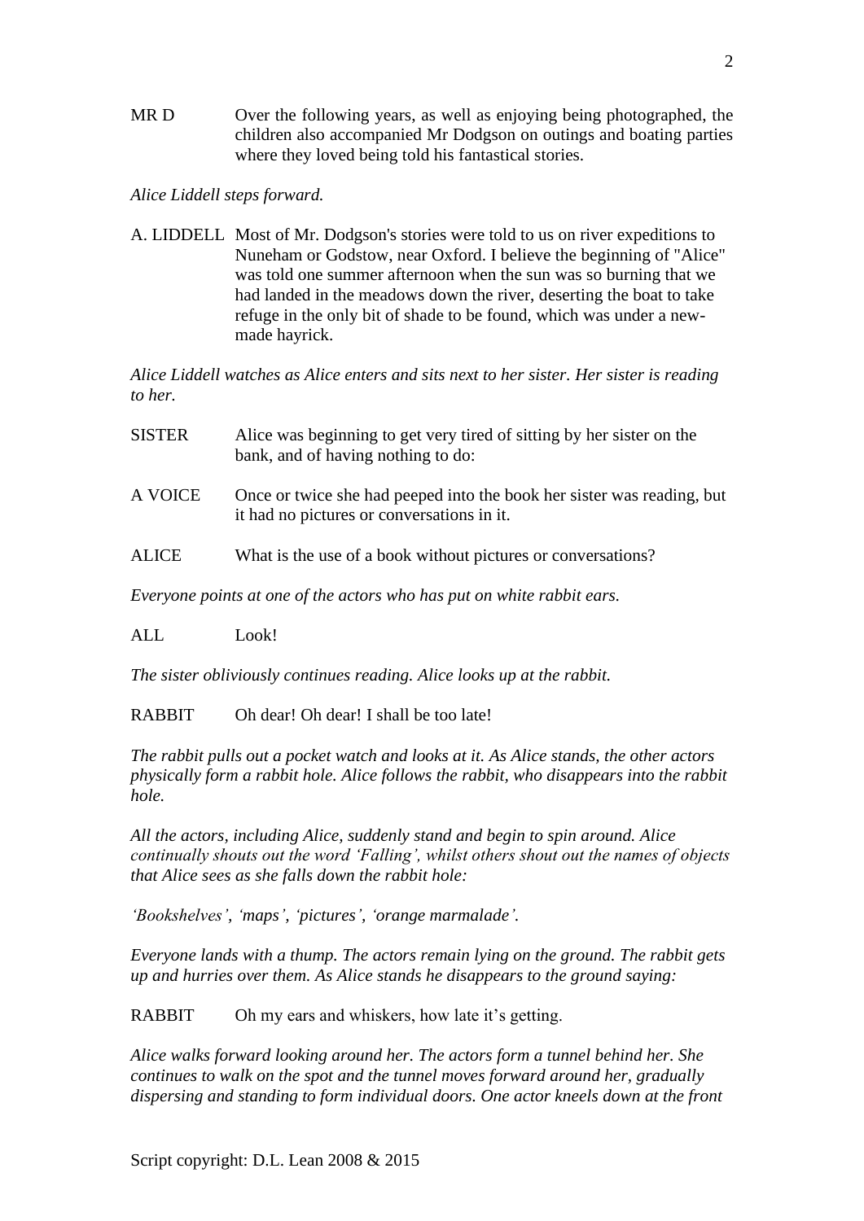MR D Over the following years, as well as enjoying being photographed, the children also accompanied Mr Dodgson on outings and boating parties where they loved being told his fantastical stories.

*Alice Liddell steps forward.*

A. LIDDELL Most of Mr. Dodgson's stories were told to us on river expeditions to Nuneham or Godstow, near Oxford. I believe the beginning of "Alice" was told one summer afternoon when the sun was so burning that we had landed in the meadows down the river, deserting the boat to take refuge in the only bit of shade to be found, which was under a new-made hayrick.

*Alice Liddell watches as Alice enters and sits next to her sister. Her sister is reading to her.*

SISTER Alice was beginning to get very tired of sitting by her sister on the bank, and of having nothing to do:

A VOICE Once or twice she had peeped into the book her sister was reading, but it had no pictures or conversations in it.

ALICE What is the use of a book without pictures or conversations?

*Everyone points at one of the actors who has put on white rabbit ears.*

ALL Look!

*The sister obliviously continues reading. Alice looks up at the rabbit.*

RABBIT Oh dear! Oh dear! I shall be too late!

*The rabbit pulls out a pocket watch and looks at it. As Alice stands, the other actors physically form a rabbit hole. Alice follows the rabbit, who disappears into the rabbit hole.*

*All the actors, including Alice, suddenly stand and begin to spin around. Alice continually shouts out the word 'Falling', whilst others shout out the names of objects that Alice sees as she falls down the rabbit hole:*

*'Bookshelves', 'maps', 'pictures', 'orange marmalade'.*

*Everyone lands with a thump. The actors remain lying on the ground. The rabbit gets up and hurries over them. As Alice stands he disappears to the ground saying:*

RABBIT Oh my ears and whiskers, how late it's getting.

*Alice walks forward looking around her. The actors form a tunnel behind her. She continues to walk on the spot and the tunnel moves forward around her, gradually dispersing and standing to form individual doors. One actor kneels down at the front*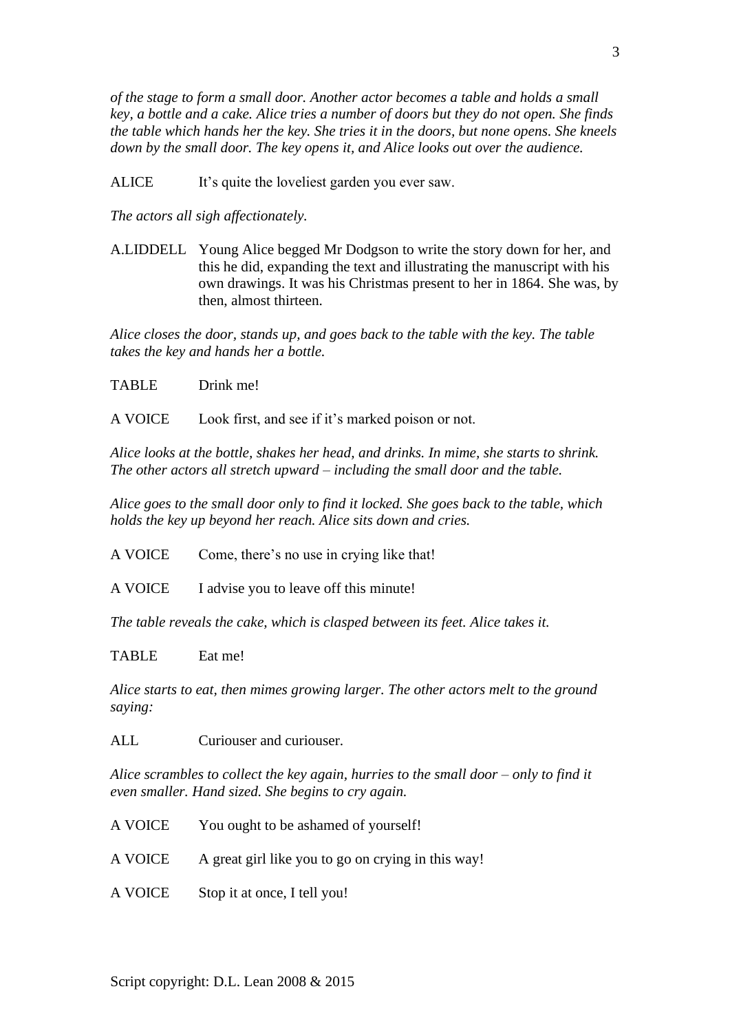*of the stage to form a small door. Another actor becomes a table and holds a small key, a bottle and a cake. Alice tries a number of doors but they do not open. She finds the table which hands her the key. She tries it in the doors, but none opens. She kneels down by the small door. The key opens it, and Alice looks out over the audience.*

ALICE It's quite the loveliest garden you ever saw.

*The actors all sigh affectionately.*

A.LIDDELL Young Alice begged Mr Dodgson to write the story down for her, and this he did, expanding the text and illustrating the manuscript with his own drawings. It was his Christmas present to her in 1864. She was, by then, almost thirteen.

*Alice closes the door, stands up, and goes back to the table with the key. The table takes the key and hands her a bottle.*

TABLE Drink me!

A VOICE Look first, and see if it's marked poison or not.

*Alice looks at the bottle, shakes her head, and drinks. In mime, she starts to shrink. The other actors all stretch upward – including the small door and the table.*

*Alice goes to the small door only to find it locked. She goes back to the table, which holds the key up beyond her reach. Alice sits down and cries.*

A VOICE Come, there's no use in crying like that!

A VOICE I advise you to leave off this minute!

*The table reveals the cake, which is clasped between its feet. Alice takes it.*

TABLE Eat me!

*Alice starts to eat, then mimes growing larger. The other actors melt to the ground saying:*

ALL Curiouser and curiouser.

*Alice scrambles to collect the key again, hurries to the small door – only to find it even smaller. Hand sized. She begins to cry again.*

A VOICE You ought to be ashamed of yourself!

A VOICE A great girl like you to go on crying in this way!

A VOICE Stop it at once, I tell you!

Script copyright: D.L. Lean 2008 & 2015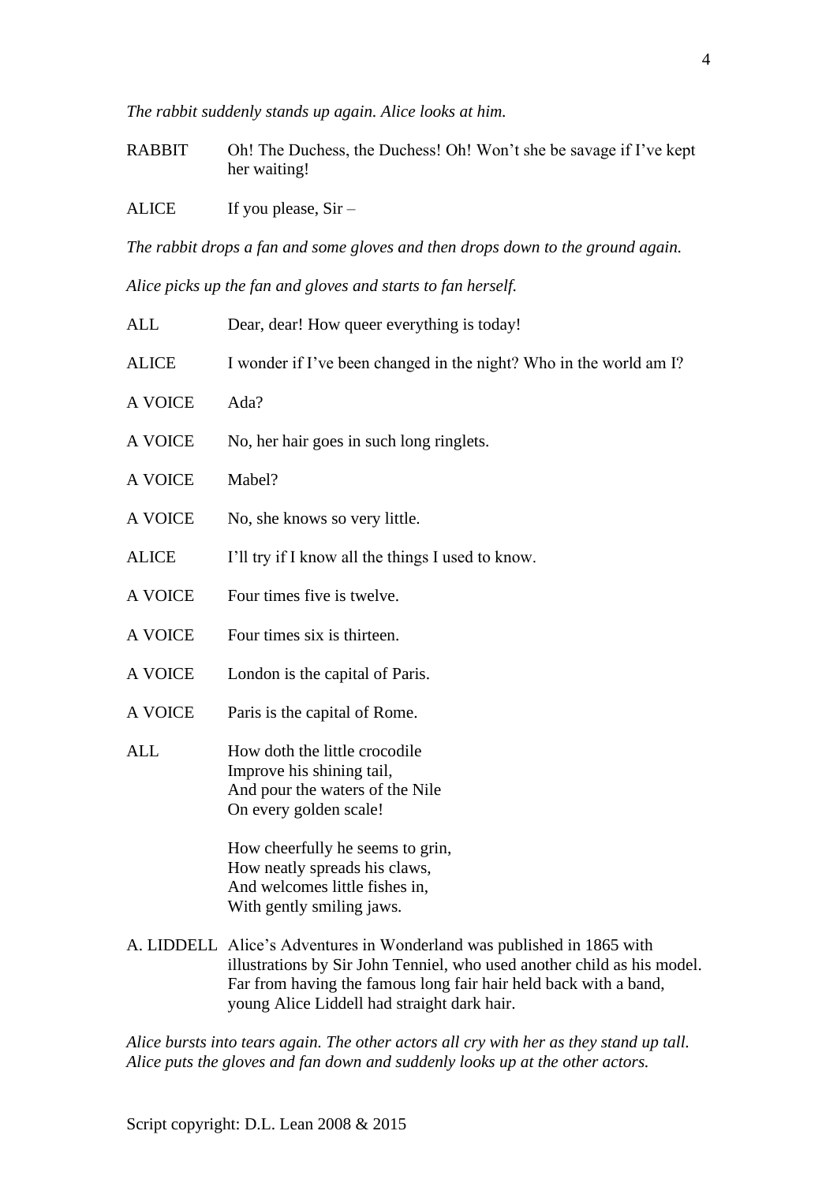*The rabbit suddenly stands up again. Alice looks at him.*

RABBIT Oh! The Duchess, the Duchess! Oh! Won't she be savage if I've kept her waiting!

ALICE If you please, Sir –

*The rabbit drops a fan and some gloves and then drops down to the ground again.*

*Alice picks up the fan and gloves and starts to fan herself.*

ALL Dear, dear! How queer everything is today!

ALICE I wonder if I've been changed in the night? Who in the world am I?

A VOICE Ada?

A VOICE No, her hair goes in such long ringlets.

A VOICE Mabel?

A VOICE No, she knows so very little.

ALICE I'll try if I know all the things I used to know.

A VOICE Four times five is twelve.

A VOICE Four times six is thirteen.

A VOICE London is the capital of Paris.

A VOICE Paris is the capital of Rome.

ALL How doth the little crocodile
Improve his shining tail,
And pour the waters of the Nile
On every golden scale!

How cheerfully he seems to grin,
How neatly spreads his claws,
And welcomes little fishes in,
With gently smiling jaws.

A. LIDDELL Alice's Adventures in Wonderland was published in 1865 with illustrations by Sir John Tenniel, who used another child as his model. Far from having the famous long fair hair held back with a band, young Alice Liddell had straight dark hair.

*Alice bursts into tears again. The other actors all cry with her as they stand up tall. Alice puts the gloves and fan down and suddenly looks up at the other actors.*

Script copyright: D.L. Lean 2008 & 2015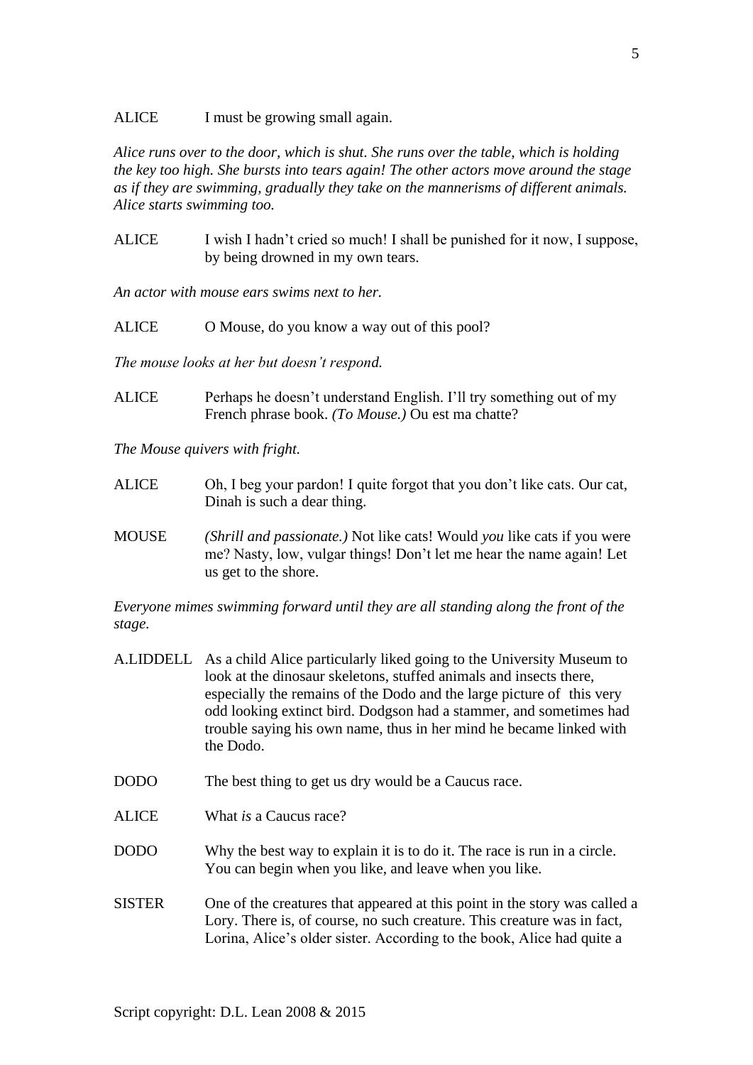ALICE I must be growing small again.

*Alice runs over to the door, which is shut. She runs over the table, which is holding the key too high. She bursts into tears again! The other actors move around the stage as if they are swimming, gradually they take on the mannerisms of different animals. Alice starts swimming too.*

ALICE I wish I hadn't cried so much! I shall be punished for it now, I suppose, by being drowned in my own tears.

*An actor with mouse ears swims next to her.*

ALICE O Mouse, do you know a way out of this pool?

*The mouse looks at her but doesn't respond.*

ALICE Perhaps he doesn't understand English. I'll try something out of my French phrase book. *(To Mouse.)* Ou est ma chatte?

*The Mouse quivers with fright.*

ALICE Oh, I beg your pardon! I quite forgot that you don't like cats. Our cat, Dinah is such a dear thing.

MOUSE *(Shrill and passionate.)* Not like cats! Would *you* like cats if you were me? Nasty, low, vulgar things! Don't let me hear the name again! Let us get to the shore.

*Everyone mimes swimming forward until they are all standing along the front of the stage.*

A.LIDDELL As a child Alice particularly liked going to the University Museum to look at the dinosaur skeletons, stuffed animals and insects there, especially the remains of the Dodo and the large picture of this very odd looking extinct bird. Dodgson had a stammer, and sometimes had trouble saying his own name, thus in her mind he became linked with the Dodo.

DODO The best thing to get us dry would be a Caucus race.

ALICE What *is* a Caucus race?

DODO Why the best way to explain it is to do it. The race is run in a circle. You can begin when you like, and leave when you like.

SISTER One of the creatures that appeared at this point in the story was called a Lory. There is, of course, no such creature. This creature was in fact, Lorina, Alice's older sister. According to the book, Alice had quite a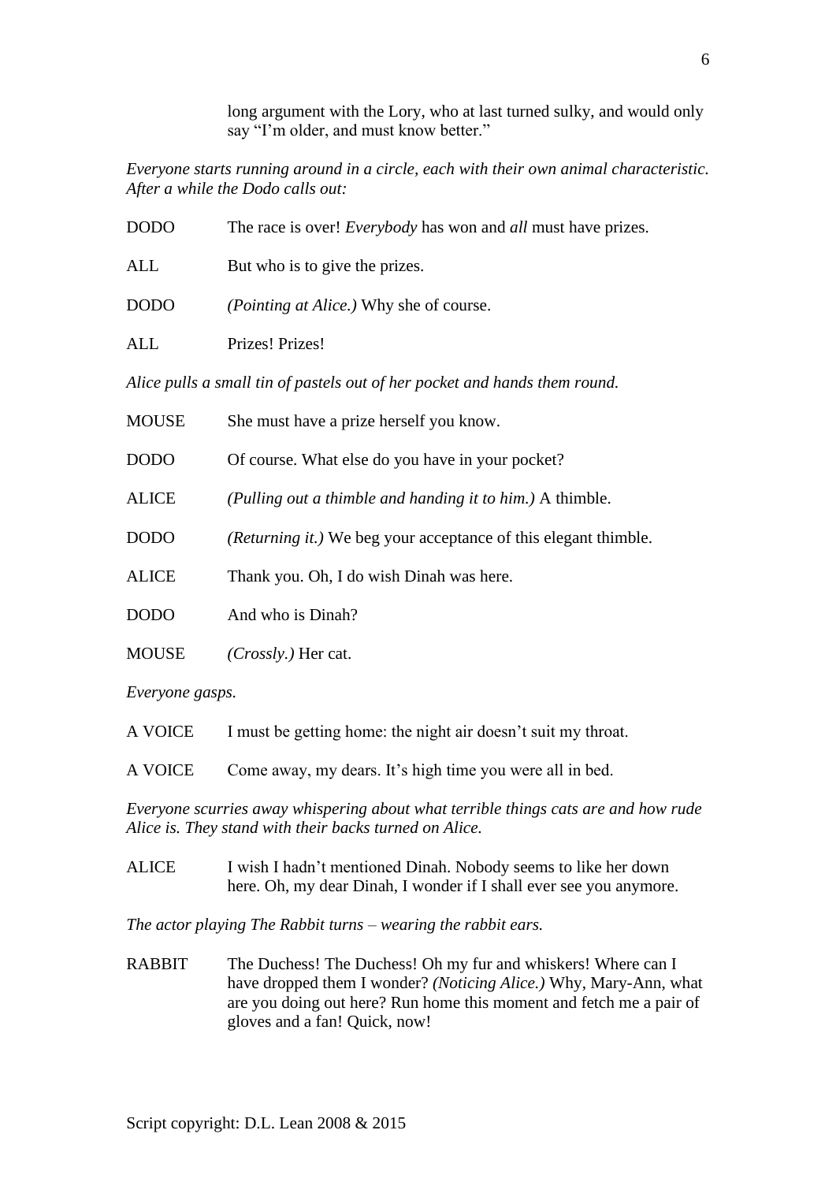long argument with the Lory, who at last turned sulky, and would only say "I'm older, and must know better."

*Everyone starts running around in a circle, each with their own animal characteristic. After a while the Dodo calls out:*

DODO  The race is over! *Everybody* has won and *all* must have prizes.

ALL  But who is to give the prizes.

DODO  *(Pointing at Alice.)* Why she of course.

ALL  Prizes! Prizes!

*Alice pulls a small tin of pastels out of her pocket and hands them round.*

MOUSE  She must have a prize herself you know.

DODO  Of course. What else do you have in your pocket?

ALICE  *(Pulling out a thimble and handing it to him.)* A thimble.

DODO  *(Returning it.)* We beg your acceptance of this elegant thimble.

ALICE  Thank you. Oh, I do wish Dinah was here.

DODO  And who is Dinah?

MOUSE  *(Crossly.)* Her cat.

*Everyone gasps.*

A VOICE  I must be getting home: the night air doesn't suit my throat.

A VOICE  Come away, my dears. It's high time you were all in bed.

*Everyone scurries away whispering about what terrible things cats are and how rude Alice is. They stand with their backs turned on Alice.*

ALICE  I wish I hadn't mentioned Dinah. Nobody seems to like her down here. Oh, my dear Dinah, I wonder if I shall ever see you anymore.

*The actor playing The Rabbit turns – wearing the rabbit ears.*

RABBIT  The Duchess! The Duchess! Oh my fur and whiskers! Where can I have dropped them I wonder? *(Noticing Alice.)* Why, Mary-Ann, what are you doing out here? Run home this moment and fetch me a pair of gloves and a fan! Quick, now!

Script copyright: D.L. Lean 2008 & 2015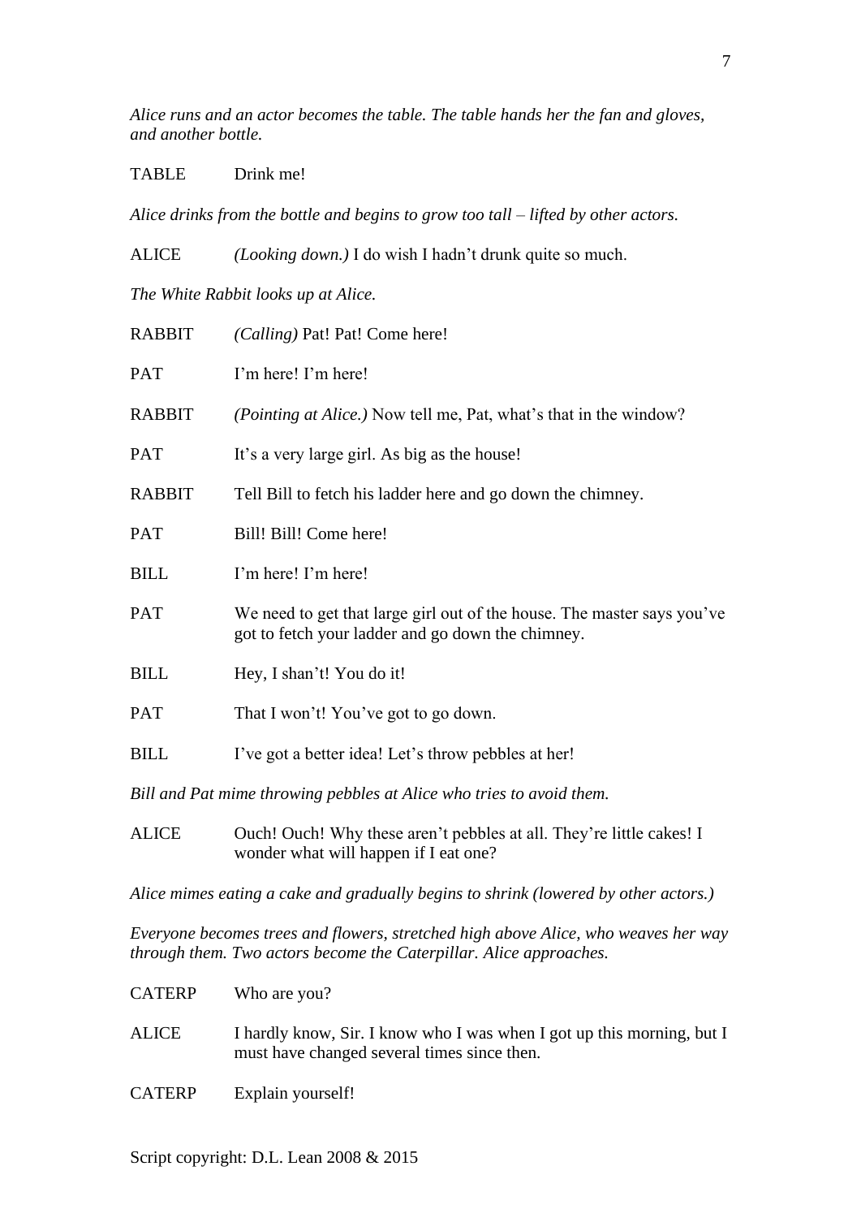*Alice runs and an actor becomes the table. The table hands her the fan and gloves, and another bottle.*

TABLE Drink me!

*Alice drinks from the bottle and begins to grow too tall – lifted by other actors.*

ALICE *(Looking down.)* I do wish I hadn't drunk quite so much.

*The White Rabbit looks up at Alice.*

RABBIT *(Calling)* Pat! Pat! Come here!

PAT I'm here! I'm here!

RABBIT *(Pointing at Alice.)* Now tell me, Pat, what's that in the window?

PAT It's a very large girl. As big as the house!

RABBIT Tell Bill to fetch his ladder here and go down the chimney.

PAT Bill! Bill! Come here!

BILL I'm here! I'm here!

PAT We need to get that large girl out of the house. The master says you've got to fetch your ladder and go down the chimney.

BILL Hey, I shan't! You do it!

PAT That I won't! You've got to go down.

BILL I've got a better idea! Let's throw pebbles at her!

*Bill and Pat mime throwing pebbles at Alice who tries to avoid them.*

ALICE Ouch! Ouch! Why these aren't pebbles at all. They're little cakes! I wonder what will happen if I eat one?

*Alice mimes eating a cake and gradually begins to shrink (lowered by other actors.)*

*Everyone becomes trees and flowers, stretched high above Alice, who weaves her way through them. Two actors become the Caterpillar. Alice approaches.*

CATERP Who are you?

ALICE I hardly know, Sir. I know who I was when I got up this morning, but I must have changed several times since then.

CATERP Explain yourself!

Script copyright: D.L. Lean 2008 & 2015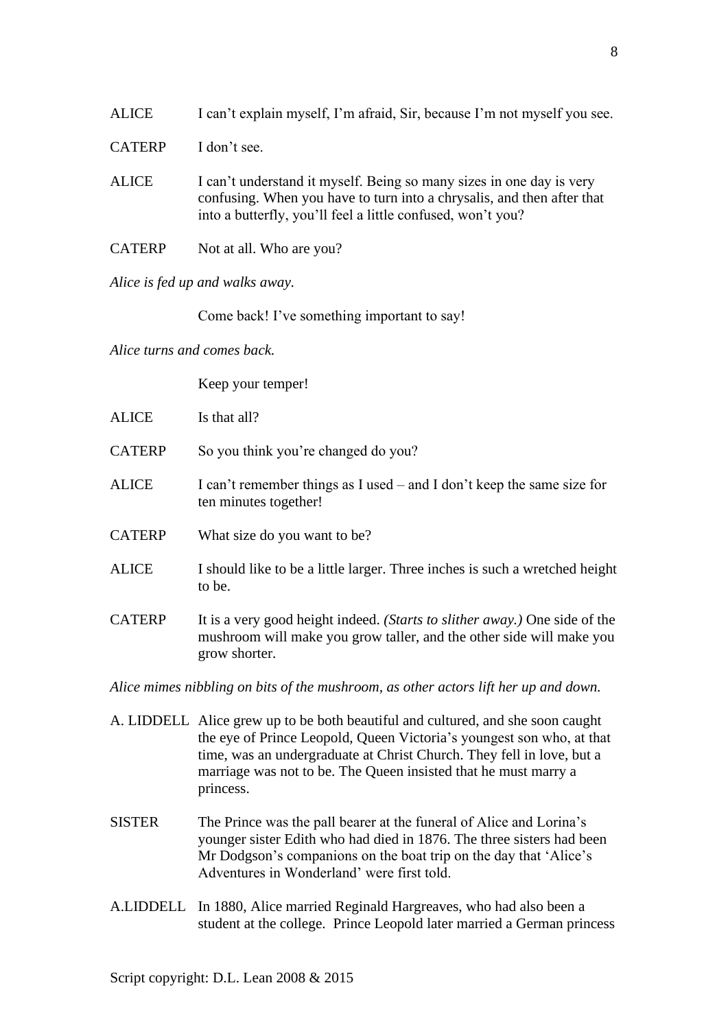ALICE	I can't explain myself, I'm afraid, Sir, because I'm not myself you see.

CATERP	I don't see.

ALICE	I can't understand it myself. Being so many sizes in one day is very confusing. When you have to turn into a chrysalis, and then after that into a butterfly, you'll feel a little confused, won't you?

CATERP	Not at all. Who are you?

*Alice is fed up and walks away.*

Come back! I've something important to say!

*Alice turns and comes back.*

Keep your temper!

ALICE	Is that all?

CATERP	So you think you're changed do you?

ALICE	I can't remember things as I used – and I don't keep the same size for ten minutes together!

CATERP	What size do you want to be?

ALICE	I should like to be a little larger. Three inches is such a wretched height to be.

CATERP	It is a very good height indeed. *(Starts to slither away.)* One side of the mushroom will make you grow taller, and the other side will make you grow shorter.

*Alice mimes nibbling on bits of the mushroom, as other actors lift her up and down.*

A. LIDDELL	Alice grew up to be both beautiful and cultured, and she soon caught the eye of Prince Leopold, Queen Victoria's youngest son who, at that time, was an undergraduate at Christ Church. They fell in love, but a marriage was not to be. The Queen insisted that he must marry a princess.

SISTER	The Prince was the pall bearer at the funeral of Alice and Lorina's younger sister Edith who had died in 1876. The three sisters had been Mr Dodgson's companions on the boat trip on the day that 'Alice's Adventures in Wonderland' were first told.

A.LIDDELL	In 1880, Alice married Reginald Hargreaves, who had also been a student at the college. Prince Leopold later married a German princess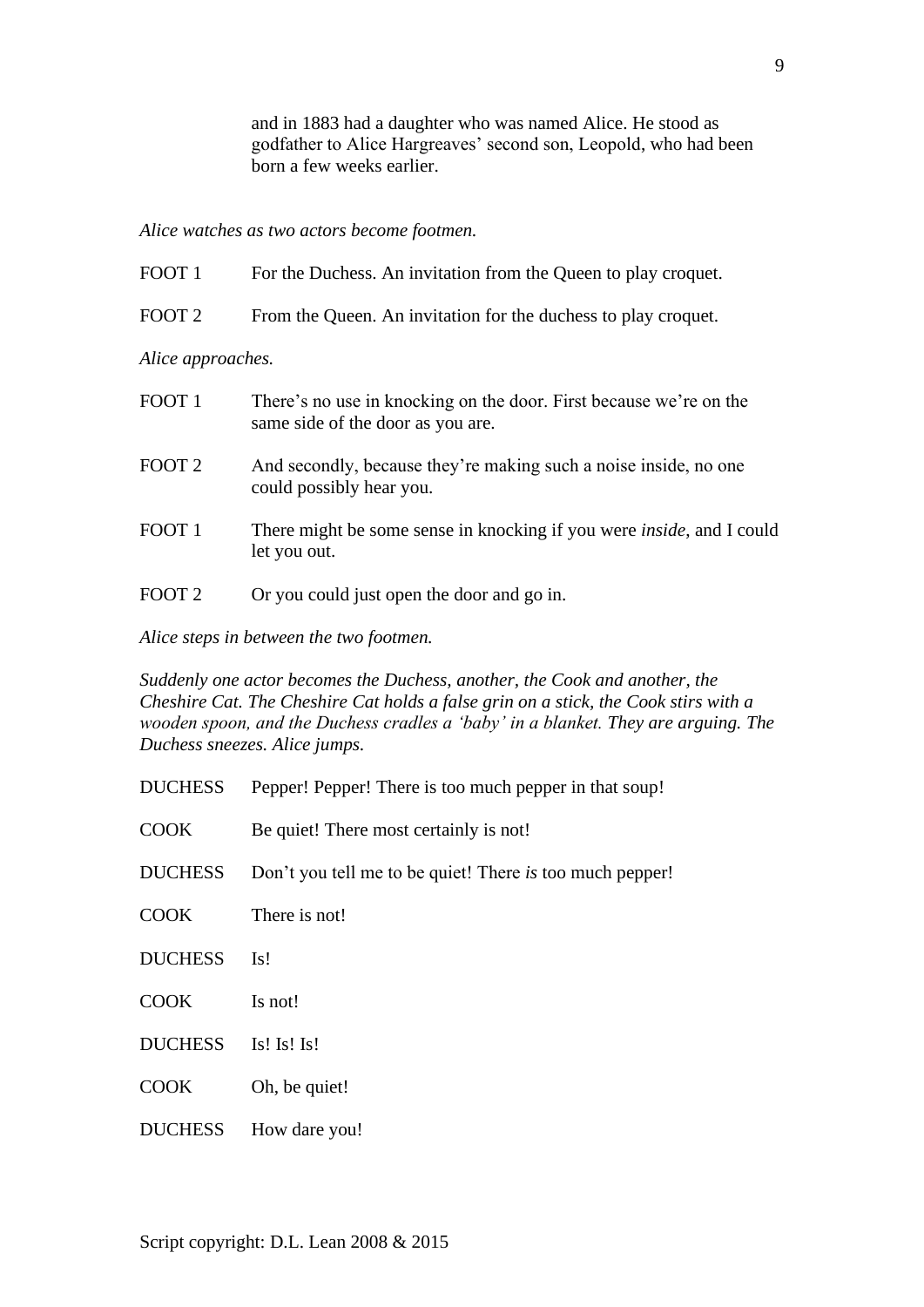and in 1883 had a daughter who was named Alice. He stood as godfather to Alice Hargreaves' second son, Leopold, who had been born a few weeks earlier.

*Alice watches as two actors become footmen.*

FOOT 1 For the Duchess. An invitation from the Queen to play croquet.

FOOT 2 From the Queen. An invitation for the duchess to play croquet.

*Alice approaches.*

FOOT 1 There's no use in knocking on the door. First because we're on the same side of the door as you are.

FOOT 2 And secondly, because they're making such a noise inside, no one could possibly hear you.

FOOT 1 There might be some sense in knocking if you were *inside*, and I could let you out.

FOOT 2 Or you could just open the door and go in.

*Alice steps in between the two footmen.*

*Suddenly one actor becomes the Duchess, another, the Cook and another, the Cheshire Cat. The Cheshire Cat holds a false grin on a stick, the Cook stirs with a wooden spoon, and the Duchess cradles a 'baby' in a blanket. They are arguing. The Duchess sneezes. Alice jumps.*

DUCHESS Pepper! Pepper! There is too much pepper in that soup!

COOK Be quiet! There most certainly is not!

DUCHESS Don't you tell me to be quiet! There *is* too much pepper!

COOK There is not!

DUCHESS Is!

COOK Is not!

DUCHESS Is! Is! Is!

COOK Oh, be quiet!

DUCHESS How dare you!

Script copyright: D.L. Lean 2008 & 2015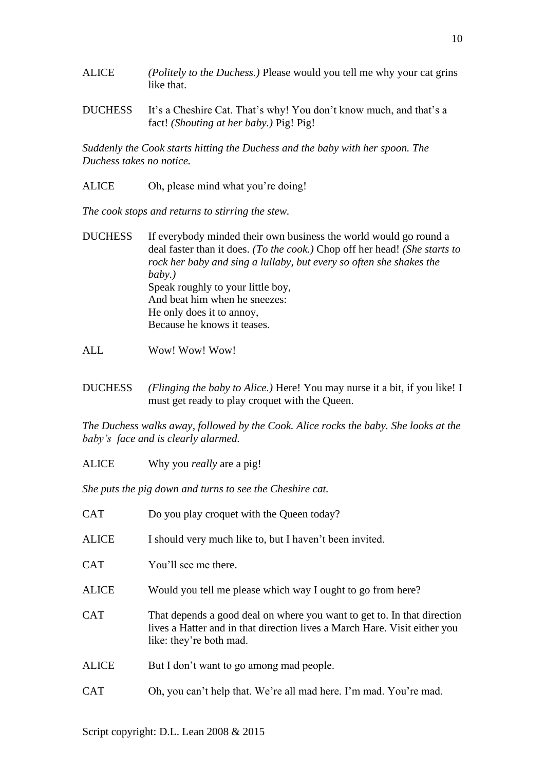ALICE *(Politely to the Duchess.)* Please would you tell me why your cat grins like that.

DUCHESS It's a Cheshire Cat. That's why! You don't know much, and that's a fact! *(Shouting at her baby.)* Pig! Pig!

*Suddenly the Cook starts hitting the Duchess and the baby with her spoon. The Duchess takes no notice.*

ALICE Oh, please mind what you're doing!

*The cook stops and returns to stirring the stew.*

DUCHESS If everybody minded their own business the world would go round a deal faster than it does. *(To the cook.)* Chop off her head! *(She starts to rock her baby and sing a lullaby, but every so often she shakes the baby.)*
Speak roughly to your little boy,
And beat him when he sneezes:
He only does it to annoy,
Because he knows it teases.

ALL Wow! Wow! Wow!

DUCHESS *(Flinging the baby to Alice.)* Here! You may nurse it a bit, if you like! I must get ready to play croquet with the Queen.

*The Duchess walks away, followed by the Cook. Alice rocks the baby. She looks at the baby's face and is clearly alarmed.*

ALICE Why you *really* are a pig!

*She puts the pig down and turns to see the Cheshire cat.*

CAT Do you play croquet with the Queen today?

ALICE I should very much like to, but I haven't been invited.

CAT You'll see me there.

ALICE Would you tell me please which way I ought to go from here?

CAT That depends a good deal on where you want to get to. In that direction lives a Hatter and in that direction lives a March Hare. Visit either you like: they're both mad.

ALICE But I don't want to go among mad people.

CAT Oh, you can't help that. We're all mad here. I'm mad. You're mad.

Script copyright: D.L. Lean 2008 & 2015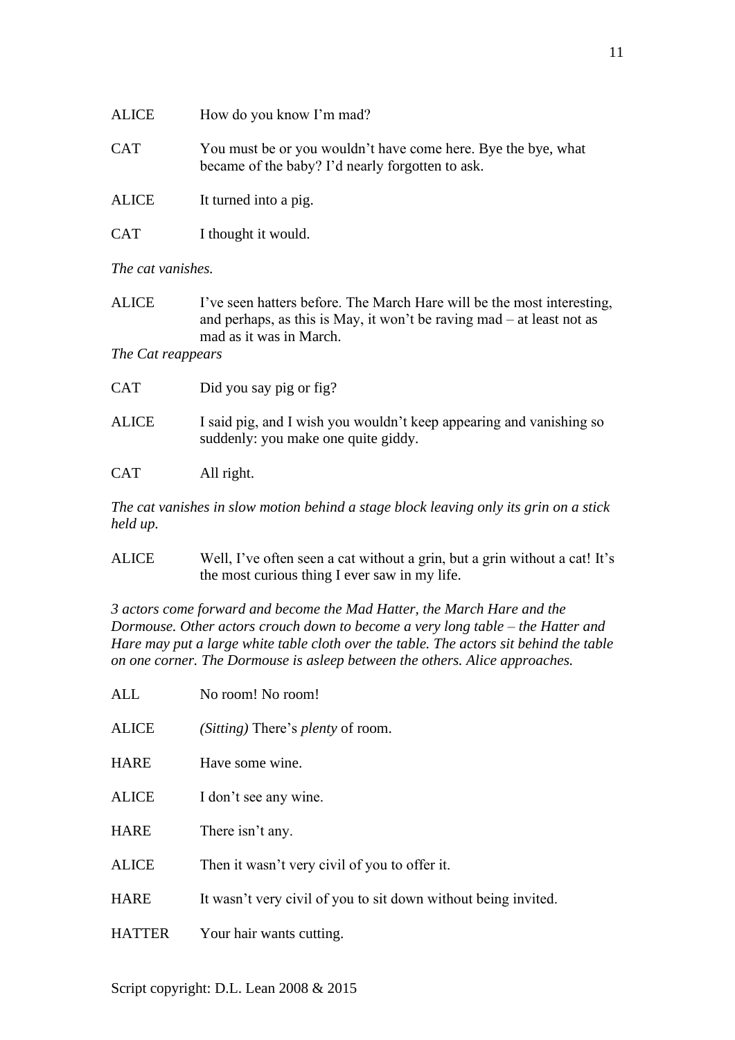ALICE How do you know I'm mad?

CAT You must be or you wouldn't have come here. Bye the bye, what became of the baby? I'd nearly forgotten to ask.

ALICE It turned into a pig.

CAT I thought it would.

*The cat vanishes.*

ALICE I've seen hatters before. The March Hare will be the most interesting, and perhaps, as this is May, it won't be raving mad – at least not as mad as it was in March.

*The Cat reappears*

CAT Did you say pig or fig?

ALICE I said pig, and I wish you wouldn't keep appearing and vanishing so suddenly: you make one quite giddy.

CAT All right.

*The cat vanishes in slow motion behind a stage block leaving only its grin on a stick held up.*

ALICE Well, I've often seen a cat without a grin, but a grin without a cat! It's the most curious thing I ever saw in my life.

*3 actors come forward and become the Mad Hatter, the March Hare and the Dormouse. Other actors crouch down to become a very long table – the Hatter and Hare may put a large white table cloth over the table. The actors sit behind the table on one corner. The Dormouse is asleep between the others. Alice approaches.*

ALL No room! No room!

ALICE *(Sitting)* There's *plenty* of room.

HARE Have some wine.

ALICE I don't see any wine.

HARE There isn't any.

ALICE Then it wasn't very civil of you to offer it.

HARE It wasn't very civil of you to sit down without being invited.

HATTER Your hair wants cutting.

Script copyright: D.L. Lean 2008 & 2015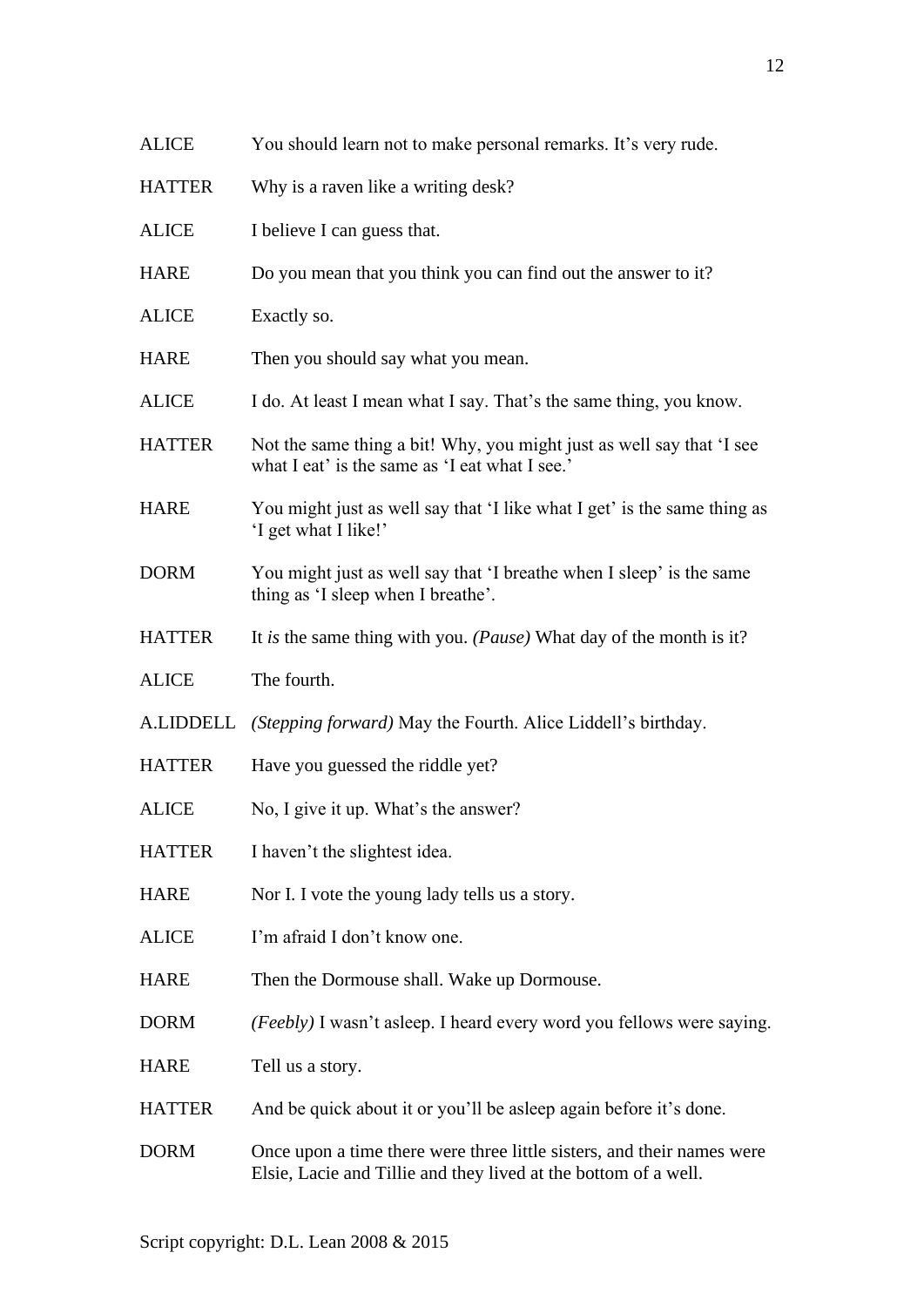ALICE	You should learn not to make personal remarks. It's very rude.

HATTER	Why is a raven like a writing desk?

ALICE	I believe I can guess that.

HARE	Do you mean that you think you can find out the answer to it?

ALICE	Exactly so.

HARE	Then you should say what you mean.

ALICE	I do. At least I mean what I say. That's the same thing, you know.

HATTER	Not the same thing a bit! Why, you might just as well say that 'I see what I eat' is the same as 'I eat what I see.'

HARE	You might just as well say that 'I like what I get' is the same thing as 'I get what I like!'

DORM	You might just as well say that 'I breathe when I sleep' is the same thing as 'I sleep when I breathe'.

HATTER	It *is* the same thing with you. *(Pause)* What day of the month is it?

ALICE	The fourth.

A.LIDDELL	*(Stepping forward)* May the Fourth. Alice Liddell's birthday.

HATTER	Have you guessed the riddle yet?

ALICE	No, I give it up. What's the answer?

HATTER	I haven't the slightest idea.

HARE	Nor I. I vote the young lady tells us a story.

ALICE	I'm afraid I don't know one.

HARE	Then the Dormouse shall. Wake up Dormouse.

DORM	*(Feebly)* I wasn't asleep. I heard every word you fellows were saying.

HARE	Tell us a story.

HATTER	And be quick about it or you'll be asleep again before it's done.

DORM	Once upon a time there were three little sisters, and their names were Elsie, Lacie and Tillie and they lived at the bottom of a well.

Script copyright: D.L. Lean 2008 & 2015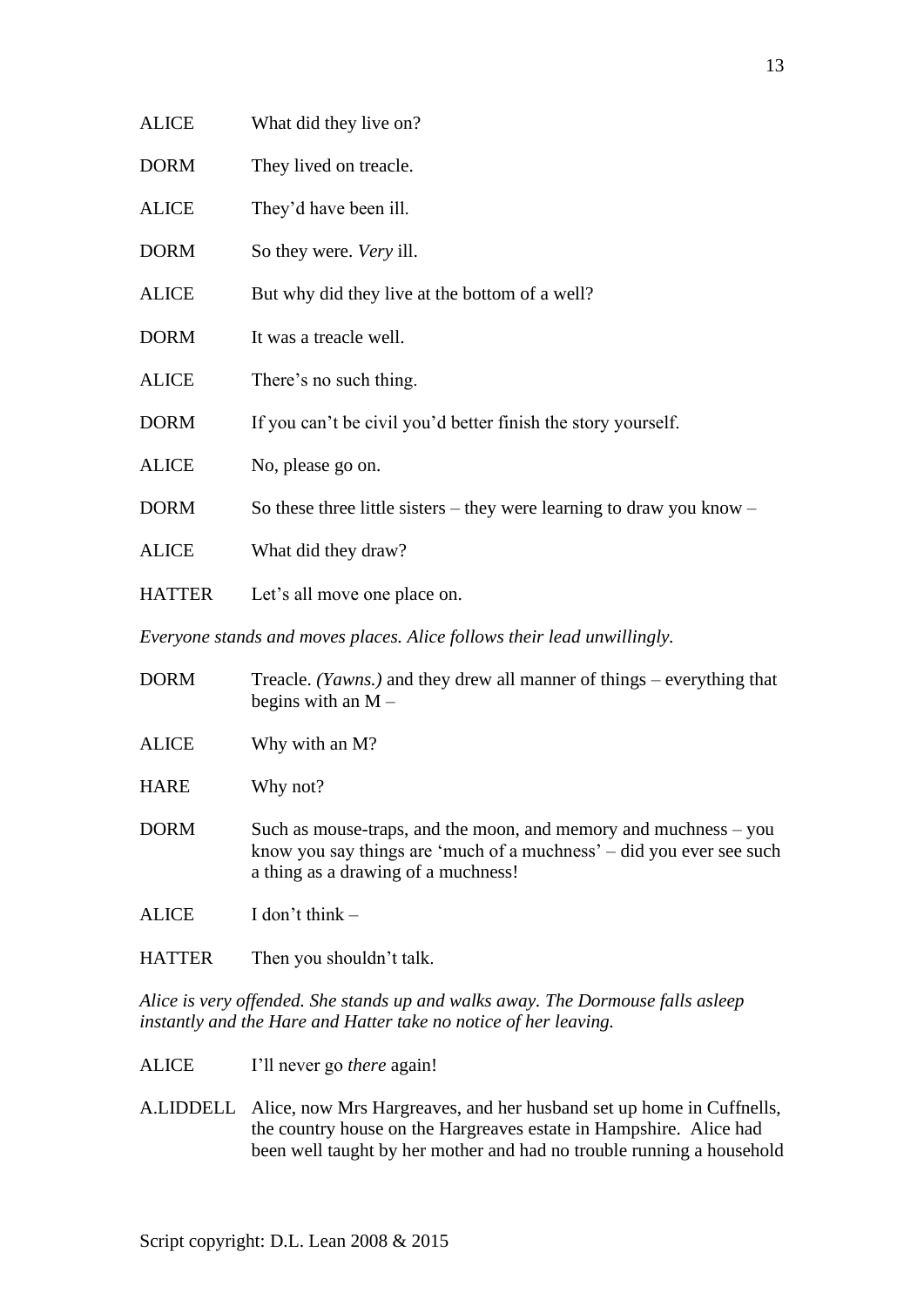ALICE What did they live on?

DORM They lived on treacle.

ALICE They'd have been ill.

DORM So they were. *Very* ill.

ALICE But why did they live at the bottom of a well?

DORM It was a treacle well.

ALICE There's no such thing.

DORM If you can't be civil you'd better finish the story yourself.

ALICE No, please go on.

DORM So these three little sisters – they were learning to draw you know –

ALICE What did they draw?

HATTER Let's all move one place on.

*Everyone stands and moves places. Alice follows their lead unwillingly.*

DORM Treacle. *(Yawns.)* and they drew all manner of things – everything that begins with an M –

ALICE Why with an M?

HARE Why not?

DORM Such as mouse-traps, and the moon, and memory and muchness – you know you say things are 'much of a muchness' – did you ever see such a thing as a drawing of a muchness!

ALICE I don't think –

HATTER Then you shouldn't talk.

*Alice is very offended. She stands up and walks away. The Dormouse falls asleep instantly and the Hare and Hatter take no notice of her leaving.*

ALICE I'll never go *there* again!

A.LIDDELL Alice, now Mrs Hargreaves, and her husband set up home in Cuffnells, the country house on the Hargreaves estate in Hampshire. Alice had been well taught by her mother and had no trouble running a household

Script copyright: D.L. Lean 2008 & 2015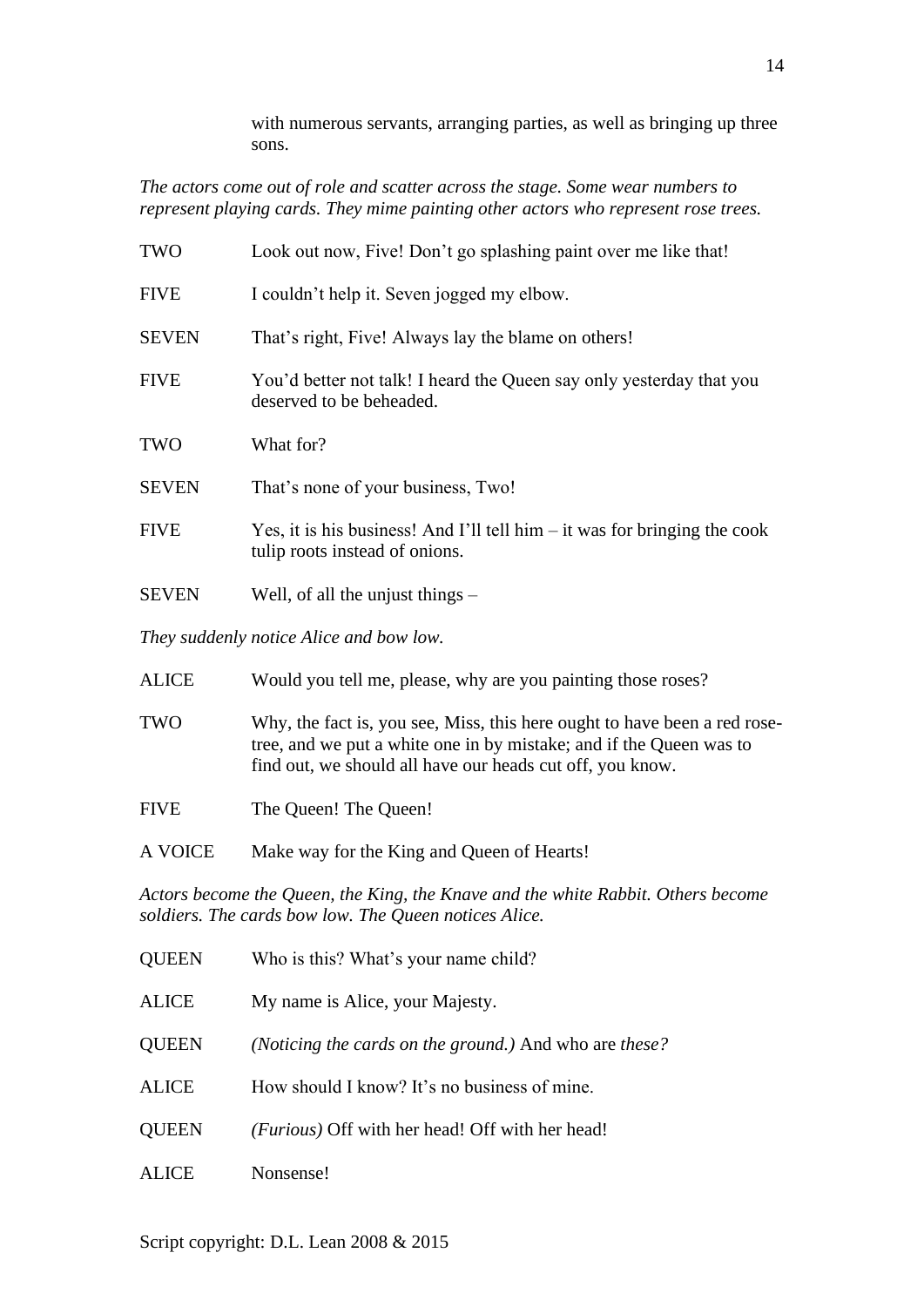with numerous servants, arranging parties, as well as bringing up three sons.

*The actors come out of role and scatter across the stage. Some wear numbers to represent playing cards. They mime painting other actors who represent rose trees.*

TWO Look out now, Five! Don't go splashing paint over me like that!

FIVE I couldn't help it. Seven jogged my elbow.

SEVEN That's right, Five! Always lay the blame on others!

FIVE You'd better not talk! I heard the Queen say only yesterday that you deserved to be beheaded.

TWO What for?

SEVEN That's none of your business, Two!

FIVE Yes, it is his business! And I'll tell him – it was for bringing the cook tulip roots instead of onions.

SEVEN Well, of all the unjust things –

*They suddenly notice Alice and bow low.*

ALICE Would you tell me, please, why are you painting those roses?

TWO Why, the fact is, you see, Miss, this here ought to have been a red rose-tree, and we put a white one in by mistake; and if the Queen was to find out, we should all have our heads cut off, you know.

FIVE The Queen! The Queen!

A VOICE Make way for the King and Queen of Hearts!

*Actors become the Queen, the King, the Knave and the white Rabbit. Others become soldiers. The cards bow low. The Queen notices Alice.*

QUEEN Who is this? What's your name child?

ALICE My name is Alice, your Majesty.

QUEEN *(Noticing the cards on the ground.)* And who are *these?*

ALICE How should I know? It's no business of mine.

QUEEN *(Furious)* Off with her head! Off with her head!

ALICE Nonsense!

Script copyright: D.L. Lean 2008 & 2015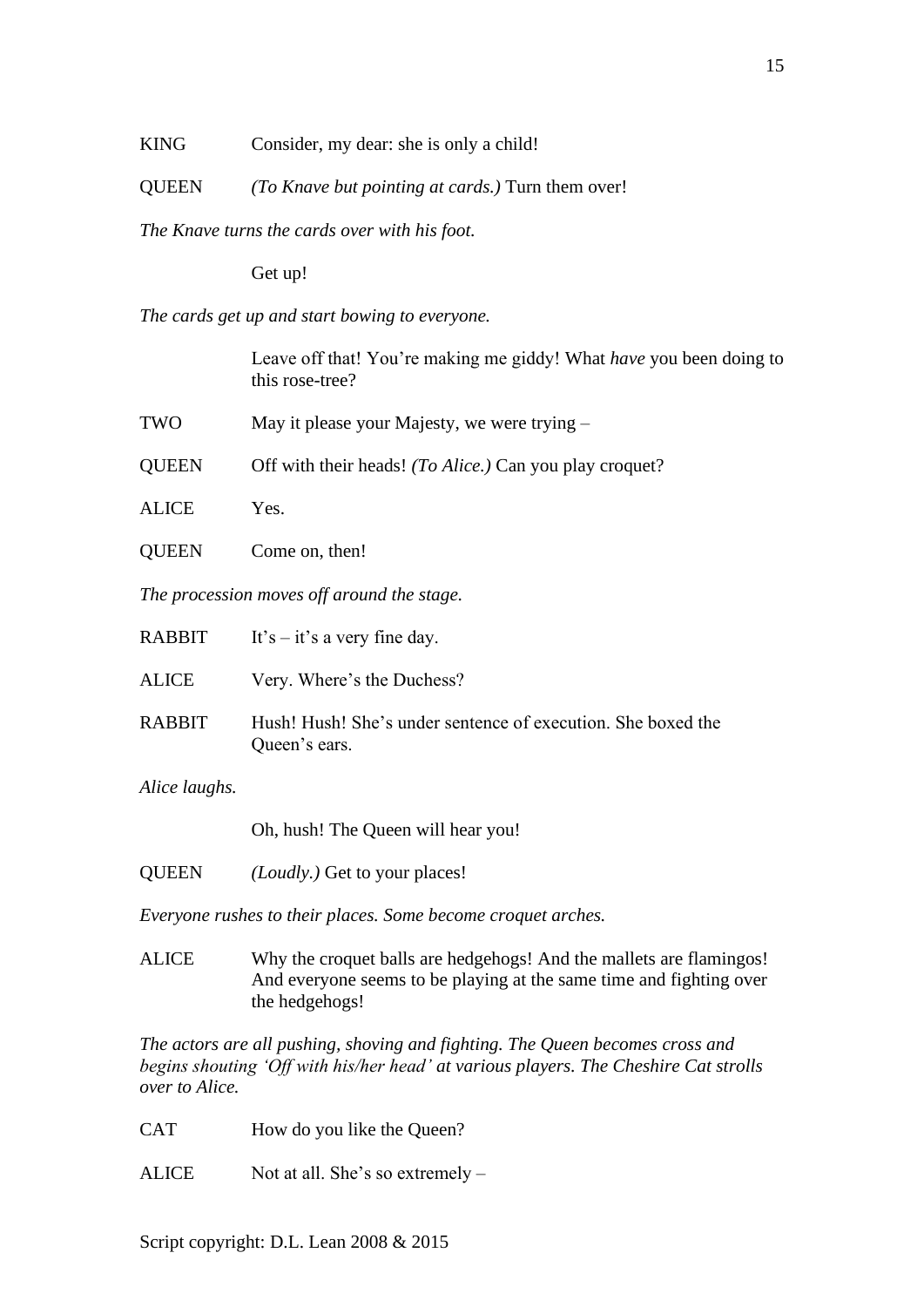KING Consider, my dear: she is only a child!

QUEEN *(To Knave but pointing at cards.)* Turn them over!

*The Knave turns the cards over with his foot.*

Get up!

*The cards get up and start bowing to everyone.*

Leave off that! You're making me giddy! What *have* you been doing to this rose-tree?

TWO May it please your Majesty, we were trying –

QUEEN Off with their heads! *(To Alice.)* Can you play croquet?

ALICE Yes.

QUEEN Come on, then!

*The procession moves off around the stage.*

RABBIT It's – it's a very fine day.

ALICE Very. Where's the Duchess?

RABBIT Hush! Hush! She's under sentence of execution. She boxed the Queen's ears.

*Alice laughs.*

Oh, hush! The Queen will hear you!

QUEEN *(Loudly.)* Get to your places!

*Everyone rushes to their places. Some become croquet arches.*

ALICE Why the croquet balls are hedgehogs! And the mallets are flamingos! And everyone seems to be playing at the same time and fighting over the hedgehogs!

*The actors are all pushing, shoving and fighting. The Queen becomes cross and begins shouting 'Off with his/her head' at various players. The Cheshire Cat strolls over to Alice.*

CAT How do you like the Queen?

ALICE Not at all. She's so extremely –

Script copyright: D.L. Lean 2008 & 2015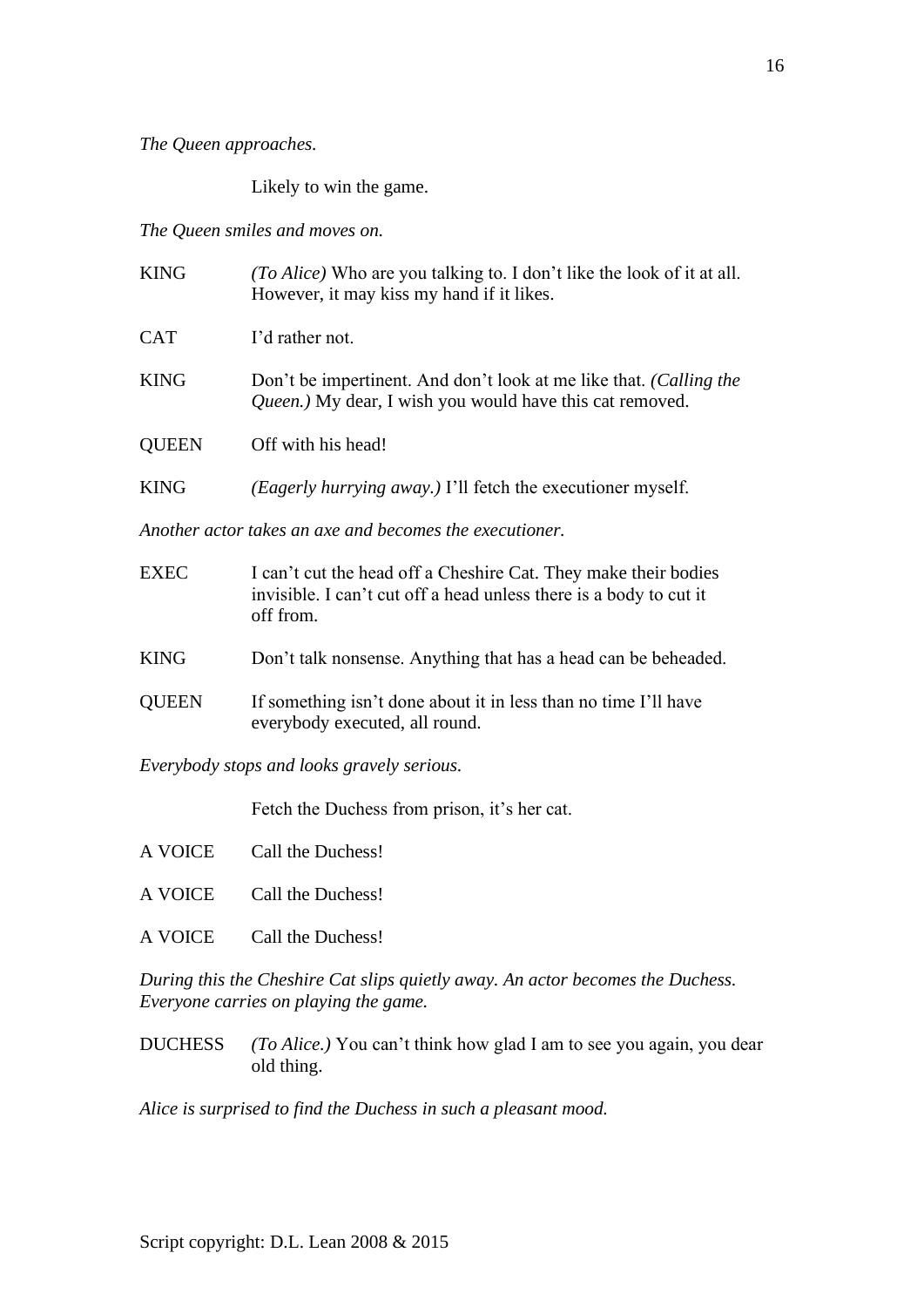*The Queen approaches.*

Likely to win the game.

*The Queen smiles and moves on.*

KING *(To Alice)* Who are you talking to. I don't like the look of it at all. However, it may kiss my hand if it likes.

CAT I'd rather not.

KING Don't be impertinent. And don't look at me like that. *(Calling the Queen.)* My dear, I wish you would have this cat removed.

QUEEN Off with his head!

KING *(Eagerly hurrying away.)* I'll fetch the executioner myself.

*Another actor takes an axe and becomes the executioner.*

EXEC I can't cut the head off a Cheshire Cat. They make their bodies invisible. I can't cut off a head unless there is a body to cut it off from.

KING Don't talk nonsense. Anything that has a head can be beheaded.

QUEEN If something isn't done about it in less than no time I'll have everybody executed, all round.

*Everybody stops and looks gravely serious.*

Fetch the Duchess from prison, it's her cat.

A VOICE Call the Duchess!

A VOICE Call the Duchess!

A VOICE Call the Duchess!

*During this the Cheshire Cat slips quietly away. An actor becomes the Duchess. Everyone carries on playing the game.*

DUCHESS *(To Alice.)* You can't think how glad I am to see you again, you dear old thing.

*Alice is surprised to find the Duchess in such a pleasant mood.*

Script copyright: D.L. Lean 2008 & 2015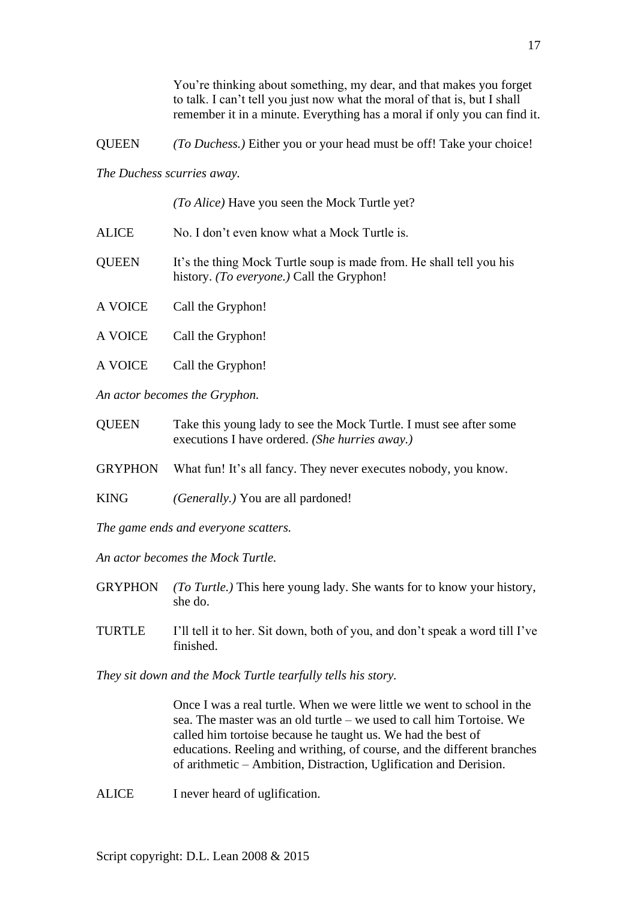You're thinking about something, my dear, and that makes you forget to talk. I can't tell you just now what the moral of that is, but I shall remember it in a minute. Everything has a moral if only you can find it.

QUEEN *(To Duchess.)* Either you or your head must be off! Take your choice!

*The Duchess scurries away.*

*(To Alice)* Have you seen the Mock Turtle yet?

ALICE No. I don't even know what a Mock Turtle is.

QUEEN It's the thing Mock Turtle soup is made from. He shall tell you his history. *(To everyone.)* Call the Gryphon!

A VOICE Call the Gryphon!

A VOICE Call the Gryphon!

A VOICE Call the Gryphon!

*An actor becomes the Gryphon.*

QUEEN Take this young lady to see the Mock Turtle. I must see after some executions I have ordered. *(She hurries away.)*

GRYPHON What fun! It's all fancy. They never executes nobody, you know.

KING *(Generally.)* You are all pardoned!

*The game ends and everyone scatters.*

*An actor becomes the Mock Turtle.*

GRYPHON *(To Turtle.)* This here young lady. She wants for to know your history, she do.

TURTLE I'll tell it to her. Sit down, both of you, and don't speak a word till I've finished.

*They sit down and the Mock Turtle tearfully tells his story.*

Once I was a real turtle. When we were little we went to school in the sea. The master was an old turtle – we used to call him Tortoise. We called him tortoise because he taught us. We had the best of educations. Reeling and writhing, of course, and the different branches of arithmetic – Ambition, Distraction, Uglification and Derision.

ALICE I never heard of uglification.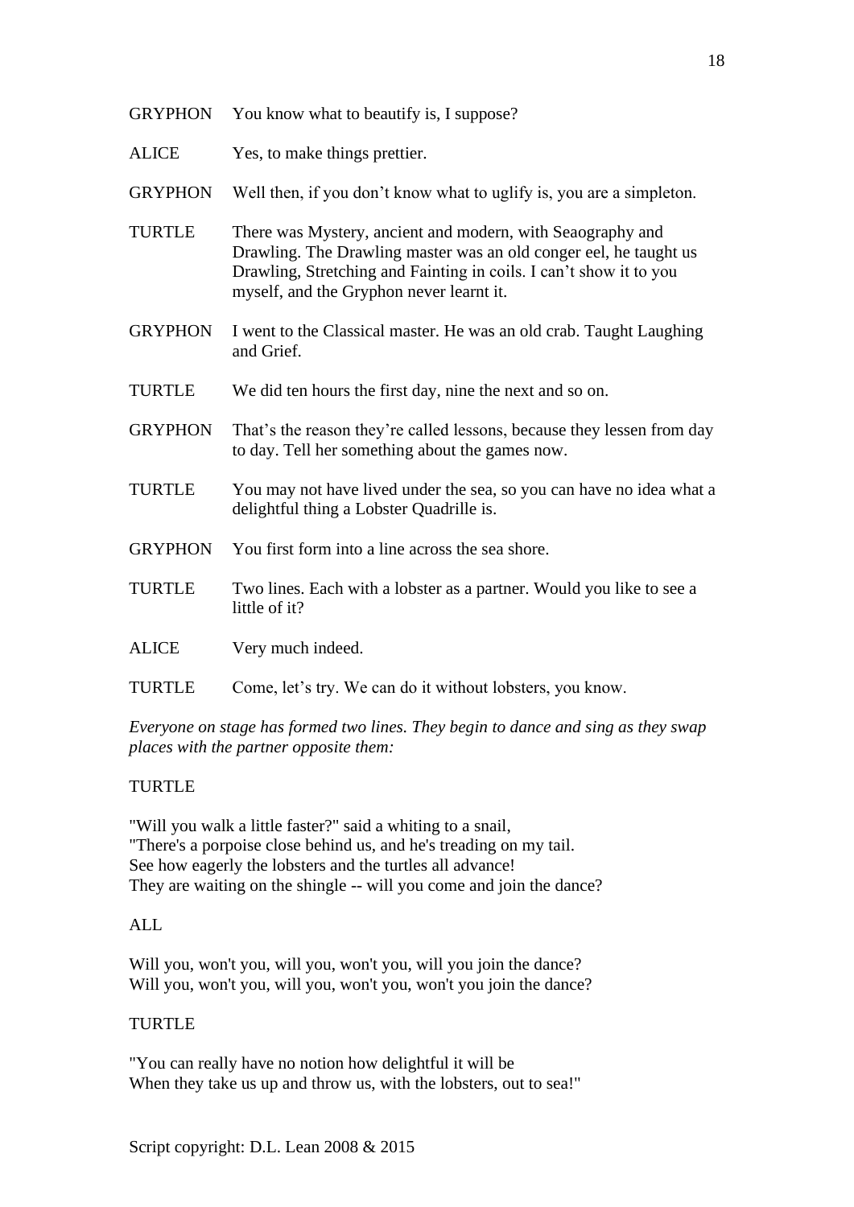GRYPHON You know what to beautify is, I suppose?

ALICE Yes, to make things prettier.

GRYPHON Well then, if you don't know what to uglify is, you are a simpleton.

TURTLE There was Mystery, ancient and modern, with Seaography and Drawling. The Drawling master was an old conger eel, he taught us Drawling, Stretching and Fainting in coils. I can't show it to you myself, and the Gryphon never learnt it.

GRYPHON I went to the Classical master. He was an old crab. Taught Laughing and Grief.

TURTLE We did ten hours the first day, nine the next and so on.

GRYPHON That's the reason they're called lessons, because they lessen from day to day. Tell her something about the games now.

TURTLE You may not have lived under the sea, so you can have no idea what a delightful thing a Lobster Quadrille is.

GRYPHON You first form into a line across the sea shore.

TURTLE Two lines. Each with a lobster as a partner. Would you like to see a little of it?

ALICE Very much indeed.

TURTLE Come, let's try. We can do it without lobsters, you know.

*Everyone on stage has formed two lines. They begin to dance and sing as they swap places with the partner opposite them:*

TURTLE

"Will you walk a little faster?" said a whiting to a snail,
"There's a porpoise close behind us, and he's treading on my tail.
See how eagerly the lobsters and the turtles all advance!
They are waiting on the shingle -- will you come and join the dance?

ALL

Will you, won't you, will you, won't you, will you join the dance?
Will you, won't you, will you, won't you, won't you join the dance?

TURTLE

"You can really have no notion how delightful it will be
When they take us up and throw us, with the lobsters, out to sea!"

Script copyright: D.L. Lean 2008 & 2015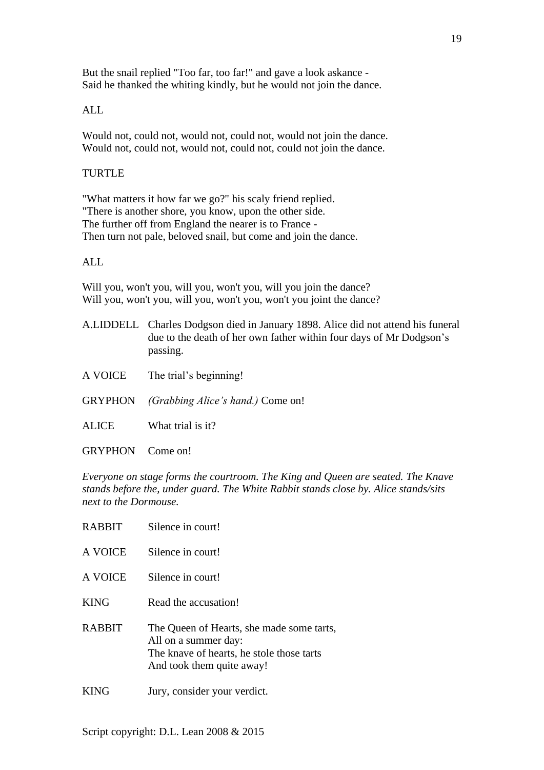But the snail replied "Too far, too far!" and gave a look askance -
Said he thanked the whiting kindly, but he would not join the dance.

ALL

Would not, could not, would not, could not, would not join the dance.
Would not, could not, would not, could not, could not join the dance.

TURTLE

"What matters it how far we go?" his scaly friend replied.
"There is another shore, you know, upon the other side.
The further off from England the nearer is to France -
Then turn not pale, beloved snail, but come and join the dance.

ALL

Will you, won't you, will you, won't you, will you join the dance?
Will you, won't you, will you, won't you, won't you joint the dance?

A.LIDDELL Charles Dodgson died in January 1898. Alice did not attend his funeral due to the death of her own father within four days of Mr Dodgson's passing.

A VOICE The trial's beginning!

GRYPHON *(Grabbing Alice's hand.)* Come on!

ALICE What trial is it?

GRYPHON Come on!

*Everyone on stage forms the courtroom. The King and Queen are seated. The Knave stands before the, under guard. The White Rabbit stands close by. Alice stands/sits next to the Dormouse.*

RABBIT Silence in court!

A VOICE Silence in court!

A VOICE Silence in court!

KING Read the accusation!

RABBIT The Queen of Hearts, she made some tarts,
All on a summer day:
The knave of hearts, he stole those tarts
And took them quite away!

KING Jury, consider your verdict.

Script copyright: D.L. Lean 2008 & 2015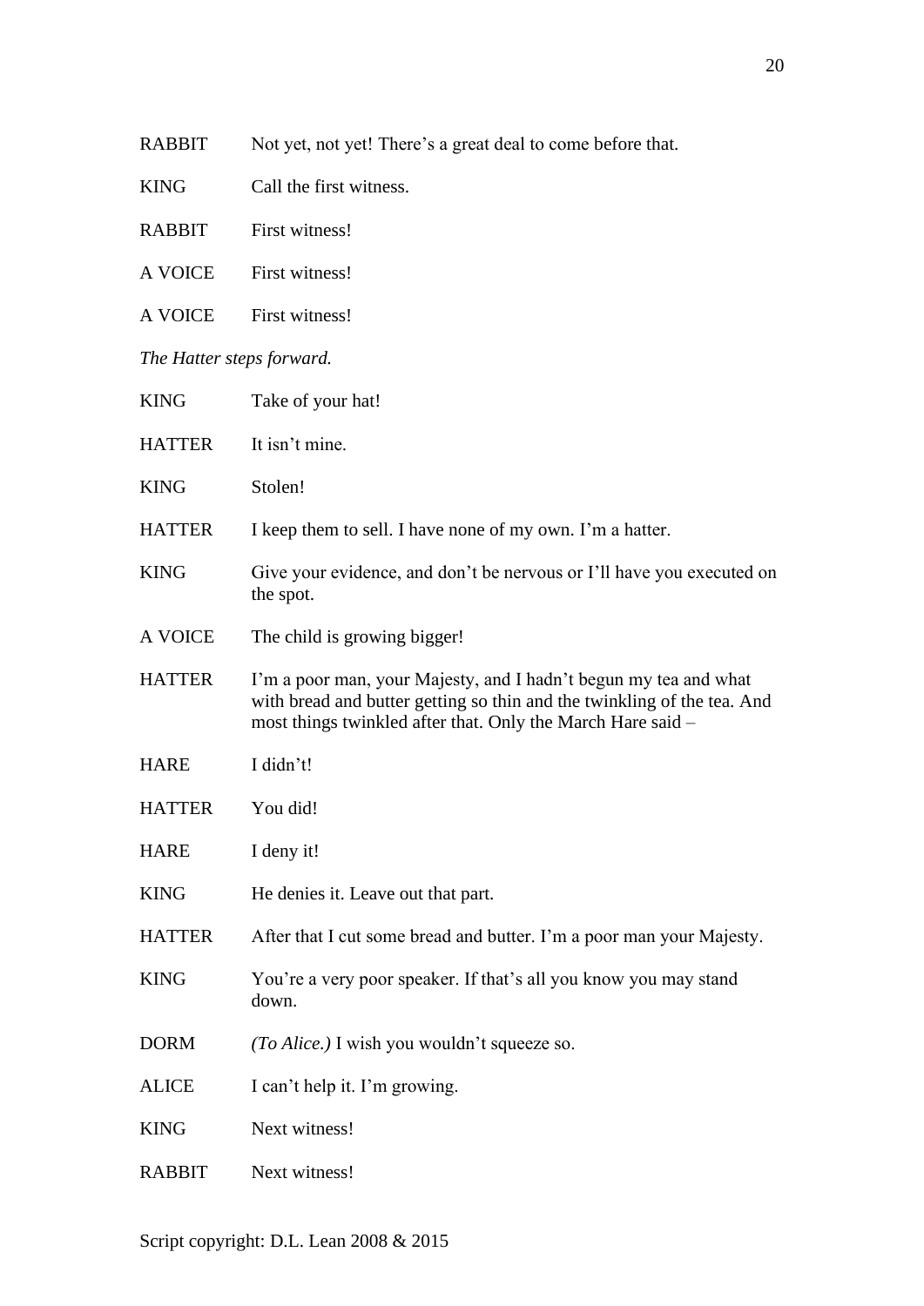RABBIT Not yet, not yet! There's a great deal to come before that.

KING Call the first witness.

RABBIT First witness!

A VOICE First witness!

A VOICE First witness!

*The Hatter steps forward.*

KING Take of your hat!

HATTER It isn't mine.

KING Stolen!

HATTER I keep them to sell. I have none of my own. I'm a hatter.

KING Give your evidence, and don't be nervous or I'll have you executed on the spot.

A VOICE The child is growing bigger!

HATTER I'm a poor man, your Majesty, and I hadn't begun my tea and what with bread and butter getting so thin and the twinkling of the tea. And most things twinkled after that. Only the March Hare said –

HARE I didn't!

HATTER You did!

HARE I deny it!

KING He denies it. Leave out that part.

HATTER After that I cut some bread and butter. I'm a poor man your Majesty.

KING You're a very poor speaker. If that's all you know you may stand down.

DORM *(To Alice.)* I wish you wouldn't squeeze so.

ALICE I can't help it. I'm growing.

KING Next witness!

RABBIT Next witness!

Script copyright: D.L. Lean 2008 & 2015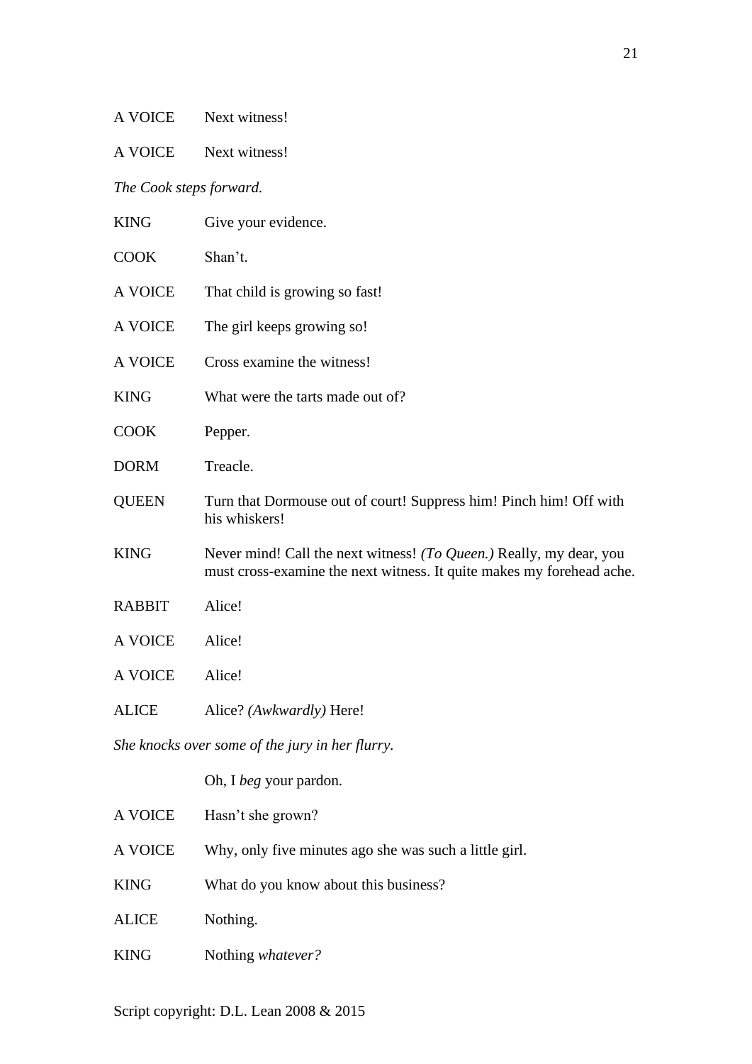A VOICE Next witness!

A VOICE Next witness!

*The Cook steps forward.*

KING Give your evidence.

COOK Shan't.

A VOICE That child is growing so fast!

A VOICE The girl keeps growing so!

A VOICE Cross examine the witness!

KING What were the tarts made out of?

COOK Pepper.

DORM Treacle.

QUEEN Turn that Dormouse out of court! Suppress him! Pinch him! Off with his whiskers!

KING Never mind! Call the next witness! *(To Queen.)* Really, my dear, you must cross-examine the next witness. It quite makes my forehead ache.

RABBIT Alice!

A VOICE Alice!

A VOICE Alice!

ALICE Alice? *(Awkwardly)* Here!

*She knocks over some of the jury in her flurry.*

Oh, I *beg* your pardon.

A VOICE Hasn't she grown?

A VOICE Why, only five minutes ago she was such a little girl.

KING What do you know about this business?

ALICE Nothing.

KING Nothing *whatever?*

Script copyright: D.L. Lean 2008 & 2015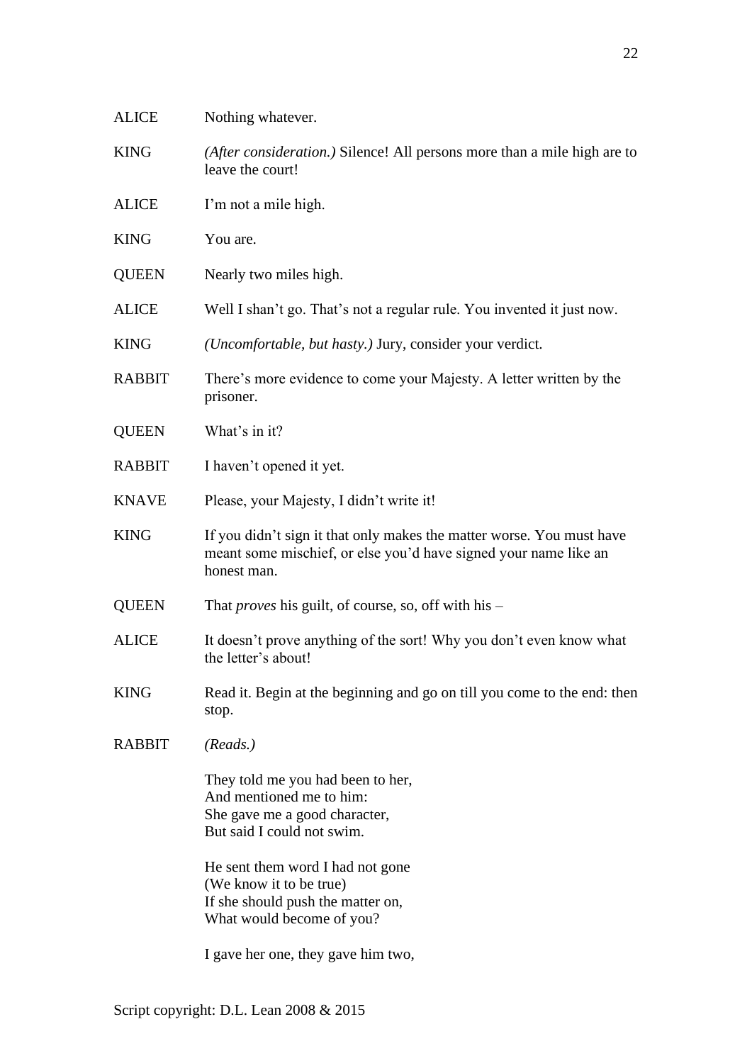ALICE Nothing whatever.

KING *(After consideration.)* Silence! All persons more than a mile high are to leave the court!

ALICE I'm not a mile high.

KING You are.

QUEEN Nearly two miles high.

ALICE Well I shan't go. That's not a regular rule. You invented it just now.

KING *(Uncomfortable, but hasty.)* Jury, consider your verdict.

RABBIT There's more evidence to come your Majesty. A letter written by the prisoner.

QUEEN What's in it?

RABBIT I haven't opened it yet.

KNAVE Please, your Majesty, I didn't write it!

KING If you didn't sign it that only makes the matter worse. You must have meant some mischief, or else you'd have signed your name like an honest man.

QUEEN That *proves* his guilt, of course, so, off with his –

ALICE It doesn't prove anything of the sort! Why you don't even know what the letter's about!

KING Read it. Begin at the beginning and go on till you come to the end: then stop.

RABBIT *(Reads.)*

They told me you had been to her,
And mentioned me to him:
She gave me a good character,
But said I could not swim.

He sent them word I had not gone
(We know it to be true)
If she should push the matter on,
What would become of you?

I gave her one, they gave him two,

Script copyright: D.L. Lean 2008 & 2015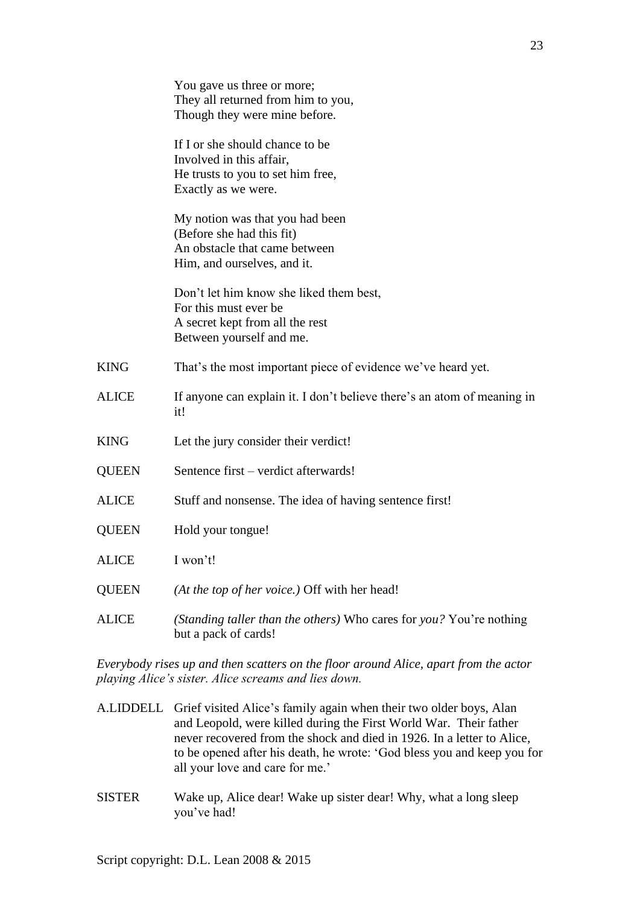You gave us three or more;
They all returned from him to you,
Though they were mine before.

If I or she should chance to be
Involved in this affair,
He trusts to you to set him free,
Exactly as we were.

My notion was that you had been
(Before she had this fit)
An obstacle that came between
Him, and ourselves, and it.

Don't let him know she liked them best,
For this must ever be
A secret kept from all the rest
Between yourself and me.

KING That's the most important piece of evidence we've heard yet.

ALICE If anyone can explain it. I don't believe there's an atom of meaning in it!

KING Let the jury consider their verdict!

QUEEN Sentence first – verdict afterwards!

ALICE Stuff and nonsense. The idea of having sentence first!

QUEEN Hold your tongue!

ALICE I won't!

QUEEN *(At the top of her voice.)* Off with her head!

ALICE *(Standing taller than the others)* Who cares for *you?* You're nothing but a pack of cards!

*Everybody rises up and then scatters on the floor around Alice, apart from the actor playing Alice's sister. Alice screams and lies down.*

A.LIDDELL Grief visited Alice's family again when their two older boys, Alan and Leopold, were killed during the First World War. Their father never recovered from the shock and died in 1926. In a letter to Alice, to be opened after his death, he wrote: 'God bless you and keep you for all your love and care for me.'

SISTER Wake up, Alice dear! Wake up sister dear! Why, what a long sleep you've had!

Script copyright: D.L. Lean 2008 & 2015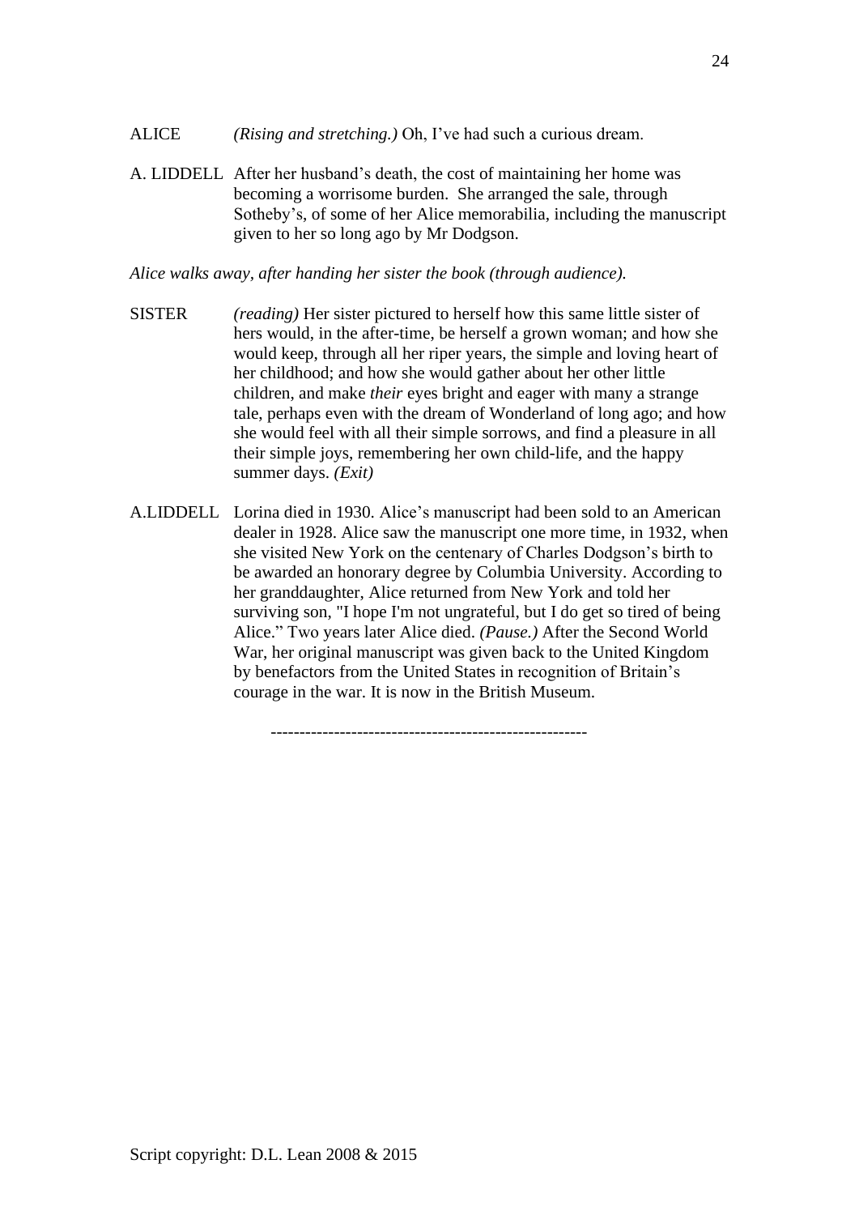ALICE *(Rising and stretching.)* Oh, I've had such a curious dream.

A. LIDDELL After her husband's death, the cost of maintaining her home was becoming a worrisome burden. She arranged the sale, through Sotheby's, of some of her Alice memorabilia, including the manuscript given to her so long ago by Mr Dodgson.

*Alice walks away, after handing her sister the book (through audience).*

SISTER *(reading)* Her sister pictured to herself how this same little sister of hers would, in the after-time, be herself a grown woman; and how she would keep, through all her riper years, the simple and loving heart of her childhood; and how she would gather about her other little children, and make *their* eyes bright and eager with many a strange tale, perhaps even with the dream of Wonderland of long ago; and how she would feel with all their simple sorrows, and find a pleasure in all their simple joys, remembering her own child-life, and the happy summer days. *(Exit)*

A.LIDDELL Lorina died in 1930. Alice's manuscript had been sold to an American dealer in 1928. Alice saw the manuscript one more time, in 1932, when she visited New York on the centenary of Charles Dodgson's birth to be awarded an honorary degree by Columbia University. According to her granddaughter, Alice returned from New York and told her surviving son, "I hope I'm not ungrateful, but I do get so tired of being Alice." Two years later Alice died. *(Pause.)* After the Second World War, her original manuscript was given back to the United Kingdom by benefactors from the United States in recognition of Britain's courage in the war. It is now in the British Museum.

------------------------------------------------------

Script copyright: D.L. Lean 2008 & 2015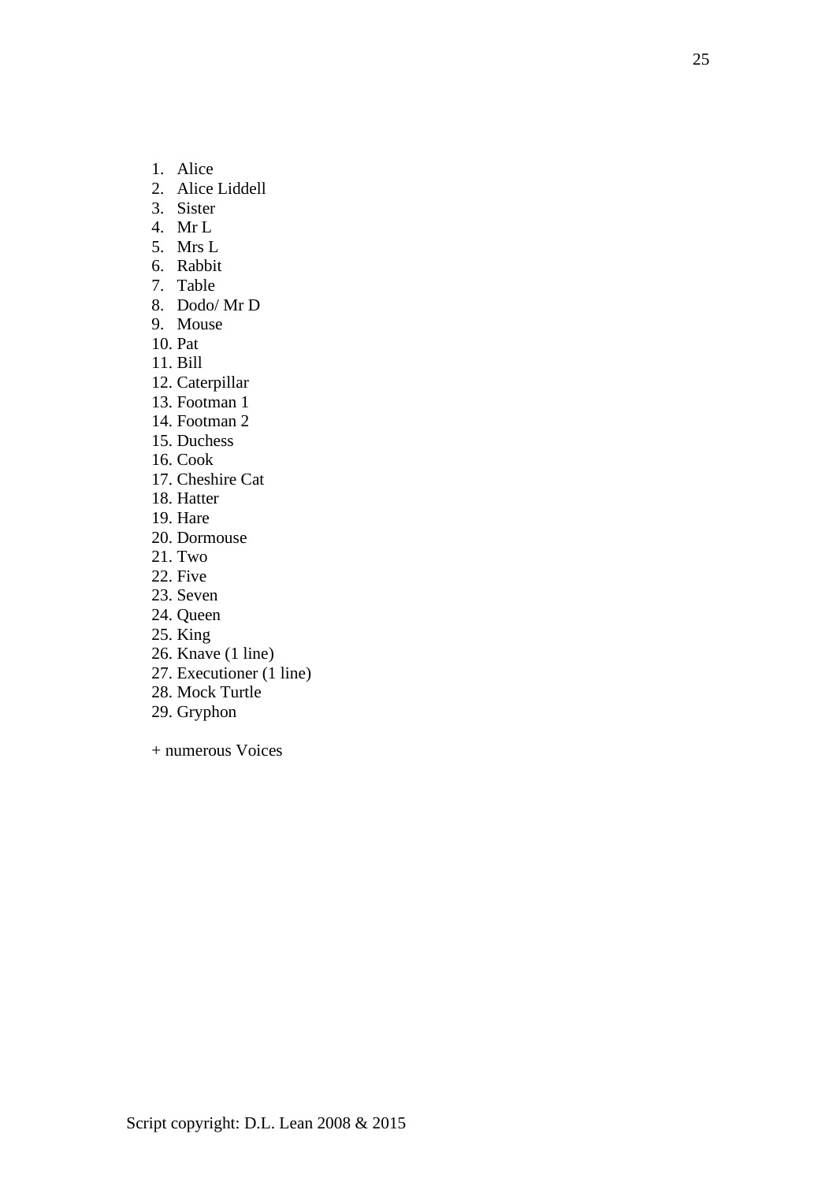1. Alice
2. Alice Liddell
3. Sister
4. Mr L
5. Mrs L
6. Rabbit
7. Table
8. Dodo/ Mr D
9. Mouse
10. Pat
11. Bill
12. Caterpillar
13. Footman 1
14. Footman 2
15. Duchess
16. Cook
17. Cheshire Cat
18. Hatter
19. Hare
20. Dormouse
21. Two
22. Five
23. Seven
24. Queen
25. King
26. Knave (1 line)
27. Executioner (1 line)
28. Mock Turtle
29. Gryphon

+ numerous Voices

Script copyright: D.L. Lean 2008 & 2015